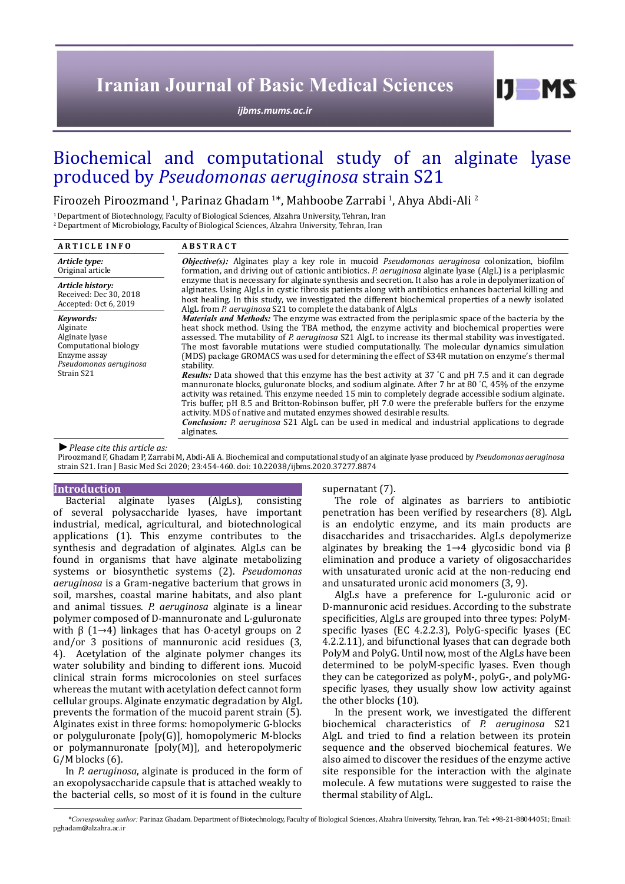# Biochemical and computational study of an alginate lyase produced by *Pseudomonas aeruginosa* strain S21

Firoozeh Piroozmand [1], Parinaz Ghadam [1]*, Mahboobe Zarrabi [1], Ahya Abdi-Ali [2]

[1] Department of Biotechnology, Faculty of Biological Sciences, Alzahra University, Tehran, Iran
[2] Department of Microbiology, Faculty of Biological Sciences, Alzahra University, Tehran, Iran

**ARTICLE INFO**

*Article type:*
Original article

*Article history:*
Received: Dec 30, 2018
Accepted: Oct 6, 2019

*Keywords:*
Alginate
Alginate lyase
Computational biology
Enzyme assay
*Pseudomonas aeruginosa*
Strain S21

**ABSTRACT**

***Objective(s):*** Alginates play a key role in mucoid *Pseudomonas aeruginosa* colonization, biofilm formation, and driving out of cationic antibiotics. *P. aeruginosa* alginate lyase (AlgL) is a periplasmic enzyme that is necessary for alginate synthesis and secretion. It also has a role in depolymerization of alginates. Using AlgLs in cystic fibrosis patients along with antibiotics enhances bacterial killing and host healing. In this study, we investigated the different biochemical properties of a newly isolated AlgL from *P. aeruginosa* S21 to complete the databank of AlgLs.

***Materials and Methods:*** The enzyme was extracted from the periplasmic space of the bacteria by the heat shock method. Using the TBA method, the enzyme activity and biochemical properties were assessed. The mutability of *P. aeruginosa* S21 AlgL to increase its thermal stability was investigated. The most favorable mutations were studied computationally. The molecular dynamics simulation (MDS) package GROMACS was used for determining the effect of S34R mutation on enzyme's thermal stability.

***Results:*** Data showed that this enzyme has the best activity at 37 ˚C and pH 7.5 and it can degrade mannuronate blocks, guluronate blocks, and sodium alginate. After 7 hr at 80 ˚C, 45% of the enzyme activity was retained. This enzyme needed 15 min to completely degrade accessible sodium alginate. Tris buffer, pH 8.5 and Britton-Robinson buffer, pH 7.0 were the preferable buffers for the enzyme activity. MDS of native and mutated enzymes showed desirable results.

***Conclusion:*** *P. aeruginosa* S21 AlgL can be used in medical and industrial applications to degrade alginates.

► *Please cite this article as:*
Piroozmand F, Ghadam P, Zarrabi M, Abdi-Ali A. Biochemical and computational study of an alginate lyase produced by *Pseudomonas aeruginosa* strain S21. Iran J Basic Med Sci 2020; 23:454-460. doi: 10.22038/ijbms.2020.37277.8874

## Introduction

Bacterial alginate lyases (AlgLs), consisting of several polysaccharide lyases, have important industrial, medical, agricultural, and biotechnological applications (1). This enzyme contributes to the synthesis and degradation of alginates. AlgLs can be found in organisms that have alginate metabolizing systems or biosynthetic systems (2). *Pseudomonas aeruginosa* is a Gram-negative bacterium that grows in soil, marshes, coastal marine habitats, and also plant and animal tissues. *P. aeruginosa* alginate is a linear polymer composed of D-mannuronate and L-guluronate with β (1→4) linkages that has O-acetyl groups on 2 and/or 3 positions of mannuronic acid residues (3, 4). Acetylation of the alginate polymer changes its water solubility and binding to different ions. Mucoid clinical strain forms microcolonies on steel surfaces whereas the mutant with acetylation defect cannot form cellular groups. Alginate enzymatic degradation by AlgL prevents the formation of the mucoid parent strain (5). Alginates exist in three forms: homopolymeric G-blocks or polyguluronate [poly(G)], homopolymeric M-blocks or polymannuronate [poly(M)], and heteropolymeric G/M blocks (6).

In *P. aeruginosa*, alginate is produced in the form of an exopolysaccharide capsule that is attached weakly to the bacterial cells, so most of it is found in the culture supernatant (7).

The role of alginates as barriers to antibiotic penetration has been verified by researchers (8). AlgL is an endolytic enzyme, and its main products are disaccharides and trisaccharides. AlgLs depolymerize alginates by breaking the 1→4 glycosidic bond via β elimination and produce a variety of oligosaccharides with unsaturated uronic acid at the non-reducing end and unsaturated uronic acid monomers (3, 9).

AlgLs have a preference for L-guluronic acid or D-mannuronic acid residues. According to the substrate specificities, AlgLs are grouped into three types: PolyM-specific lyases (EC 4.2.2.3), PolyG-specific lyases (EC 4.2.2.11), and bifunctional lyases that can degrade both PolyM and PolyG. Until now, most of the AlgLs have been determined to be polyM-specific lyases. Even though they can be categorized as polyM-, polyG-, and polyMG-specific lyases, they usually show low activity against the other blocks (10).

In the present work, we investigated the different biochemical characteristics of *P. aeruginosa* S21 AlgL and tried to find a relation between its protein sequence and the observed biochemical features. We also aimed to discover the residues of the enzyme active site responsible for the interaction with the alginate molecule. A few mutations were suggested to raise the thermal stability of AlgL.

*\*Corresponding author:* Parinaz Ghadam. Department of Biotechnology, Faculty of Biological Sciences, Alzahra University, Tehran, Iran. Tel: +98-21-88044051; Email: pghadam@alzahra.ac.ir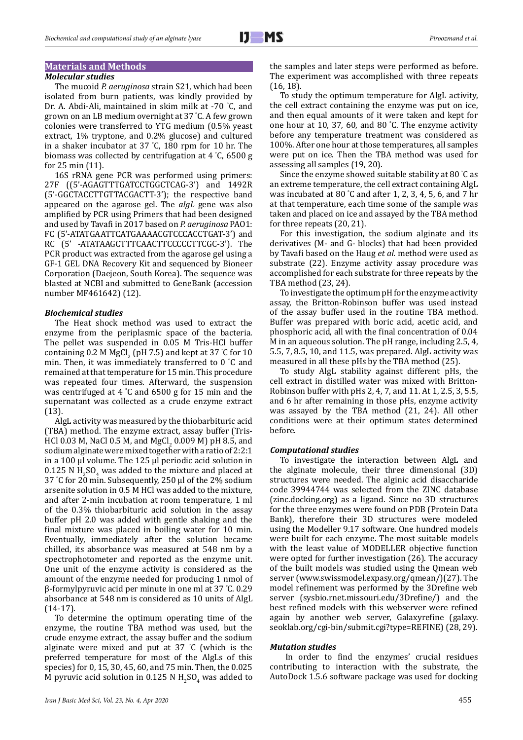## Materials and Methods

### Molecular studies

The mucoid *P. aeruginosa* strain S21, which had been isolated from burn patients, was kindly provided by Dr. A. Abdi-Ali, maintained in skim milk at -70 ˚C, and grown on an LB medium overnight at 37 ˚C. A few grown colonies were transferred to YTG medium (0.5% yeast extract, 1% tryptone, and 0.2% glucose) and cultured in a shaker incubator at 37 ˚C, 180 rpm for 10 hr. The biomass was collected by centrifugation at 4 ˚C, 6500 g for 25 min (11).

16S rRNA gene PCR was performed using primers: 27F ((5'-AGAGTTTGATCCTGGCTCAG-3') and 1492R (5'-GGCTACCTTGTTACGACTT-3'); the respective band appeared on the agarose gel. The *algL* gene was also amplified by PCR using Primers that had been designed and used by Tavafi in 2017 based on *P. aeruginosa* PAO1: FC (5'-ATATGAATTCATGAAAACGTCCCACCTGAT-3') and RC (5' -ATATAAGCTTTCAACTTCCCCCTTCGC-3'). The PCR product was extracted from the agarose gel using a GF-1 GEL DNA Recovery Kit and sequenced by Bioneer Corporation (Daejeon, South Korea). The sequence was blasted at NCBI and submitted to GeneBank (accession number MF461642) (12).

### Biochemical studies

The Heat shock method was used to extract the enzyme from the periplasmic space of the bacteria. The pellet was suspended in 0.05 M Tris-HCl buffer containing 0.2 M $MgCl_2$ (pH 7.5) and kept at 37 ˚C for 10 min. Then, it was immediately transferred to 0 ˚C and remained at that temperature for 15 min. This procedure was repeated four times. Afterward, the suspension was centrifuged at 4 ˚C and 6500 g for 15 min and the supernatant was collected as a crude enzyme extract (13).

AlgL activity was measured by the thiobarbituric acid (TBA) method. The enzyme extract, assay buffer (Tris-HCl 0.03 M, NaCl 0.5 M, and $MgCl_2$ 0.009 M) pH 8.5, and sodium alginate were mixed together with a ratio of 2:2:1 in a 100 µl volume. The 125 µl periodic acid solution in 0.125 N $H_2SO_4$ was added to the mixture and placed at 37 ˚C for 20 min. Subsequently, 250 µl of the 2% sodium arsenite solution in 0.5 M HCl was added to the mixture, and after 2-min incubation at room temperature, 1 ml of the 0.3% thiobarbituric acid solution in the assay buffer pH 2.0 was added with gentle shaking and the final mixture was placed in boiling water for 10 min. Eventually, immediately after the solution became chilled, its absorbance was measured at 548 nm by a spectrophotometer and reported as the enzyme unit. One unit of the enzyme activity is considered as the amount of the enzyme needed for producing 1 nmol of β-formylpyruvic acid per minute in one ml at 37 ˚C. 0.29 absorbance at 548 nm is considered as 10 units of AlgL (14-17).

To determine the optimum operating time of the enzyme, the routine TBA method was used, but the crude enzyme extract, the assay buffer and the sodium alginate were mixed and put at 37 ˚C (which is the preferred temperature for most of the AlgLs of this species) for 0, 15, 30, 45, 60, and 75 min. Then, the 0.025 M pyruvic acid solution in 0.125 N $H_2SO_4$ was added to the samples and later steps were performed as before. The experiment was accomplished with three repeats (16, 18).

To study the optimum temperature for AlgL activity, the cell extract containing the enzyme was put on ice, and then equal amounts of it were taken and kept for one hour at 10, 37, 60, and 80 ˚C. The enzyme activity before any temperature treatment was considered as 100%. After one hour at those temperatures, all samples were put on ice. Then the TBA method was used for assessing all samples (19, 20).

Since the enzyme showed suitable stability at 80 ˚C as an extreme temperature, the cell extract containing AlgL was incubated at 80 ˚C and after 1, 2, 3, 4, 5, 6, and 7 hr at that temperature, each time some of the sample was taken and placed on ice and assayed by the TBA method for three repeats (20, 21).

For this investigation, the sodium alginate and its derivatives (M- and G- blocks) that had been provided by Tavafi based on the Haug *et al.* method were used as substrate (22). Enzyme activity assay procedure was accomplished for each substrate for three repeats by the TBA method (23, 24).

To investigate the optimum pH for the enzyme activity assay, the Britton-Robinson buffer was used instead of the assay buffer used in the routine TBA method. Buffer was prepared with boric acid, acetic acid, and phosphoric acid, all with the final concentration of 0.04 M in an aqueous solution. The pH range, including 2.5, 4, 5.5, 7, 8.5, 10, and 11.5, was prepared. AlgL activity was measured in all these pHs by the TBA method (25).

To study AlgL stability against different pHs, the cell extract in distilled water was mixed with Britton-Robinson buffer with pHs 2, 4, 7, and 11. At 1, 2.5, 3, 5.5, and 6 hr after remaining in those pHs, enzyme activity was assayed by the TBA method (21, 24). All other conditions were at their optimum states determined before.

### Computational studies

To investigate the interaction between AlgL and the alginate molecule, their three dimensional (3D) structures were needed. The alginic acid disaccharide code 39944744 was selected from the ZINC database (zinc.docking.org) as a ligand. Since no 3D structures for the three enzymes were found on PDB (Protein Data Bank), therefore their 3D structures were modeled using the Modeller 9.17 software. One hundred models were built for each enzyme. The most suitable models with the least value of MODELLER objective function were opted for further investigation (26). The accuracy of the built models was studied using the Qmean web server (www.swissmodel.expasy.org/qmean/)(27). The model refinement was performed by the 3Drefine web server (sysbio.rnet.missouri.edu/3Drefine/) and the best refined models with this webserver were refined again by another web server, Galaxyrefine (galaxy.seoklab.org/cgi-bin/submit.cgi?type=REFINE) (28, 29).

### Mutation studies

In order to find the enzymes' crucial residues contributing to interaction with the substrate, the AutoDock 1.5.6 software package was used for docking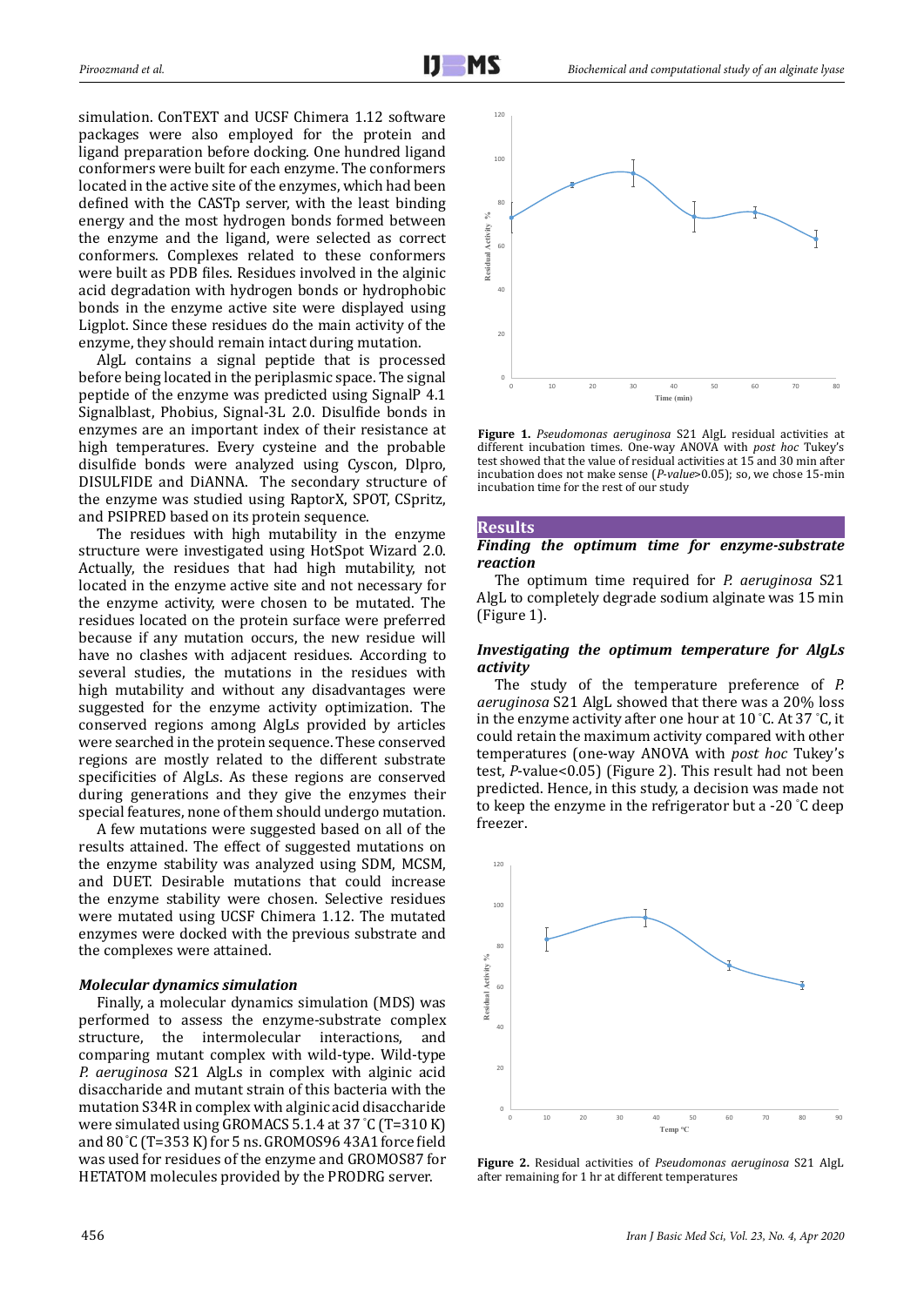simulation. ConTEXT and UCSF Chimera 1.12 software packages were also employed for the protein and ligand preparation before docking. One hundred ligand conformers were built for each enzyme. The conformers located in the active site of the enzymes, which had been defined with the CASTp server, with the least binding energy and the most hydrogen bonds formed between the enzyme and the ligand, were selected as correct conformers. Complexes related to these conformers were built as PDB files. Residues involved in the alginic acid degradation with hydrogen bonds or hydrophobic bonds in the enzyme active site were displayed using Ligplot. Since these residues do the main activity of the enzyme, they should remain intact during mutation.

AlgL contains a signal peptide that is processed before being located in the periplasmic space. The signal peptide of the enzyme was predicted using SignalP 4.1 Signalblast, Phobius, Signal-3L 2.0. Disulfide bonds in enzymes are an important index of their resistance at high temperatures. Every cysteine and the probable disulfide bonds were analyzed using Cyscon, Dlpro, DISULFIDE and DiANNA. The secondary structure of the enzyme was studied using RaptorX, SPOT, CSpritz, and PSIPRED based on its protein sequence.

The residues with high mutability in the enzyme structure were investigated using HotSpot Wizard 2.0. Actually, the residues that had high mutability, not located in the enzyme active site and not necessary for the enzyme activity, were chosen to be mutated. The residues located on the protein surface were preferred because if any mutation occurs, the new residue will have no clashes with adjacent residues. According to several studies, the mutations in the residues with high mutability and without any disadvantages were suggested for the enzyme activity optimization. The conserved regions among AlgLs provided by articles were searched in the protein sequence. These conserved regions are mostly related to the different substrate specificities of AlgLs. As these regions are conserved during generations and they give the enzymes their special features, none of them should undergo mutation.

A few mutations were suggested based on all of the results attained. The effect of suggested mutations on the enzyme stability was analyzed using SDM, MCSM, and DUET. Desirable mutations that could increase the enzyme stability were chosen. Selective residues were mutated using UCSF Chimera 1.12. The mutated enzymes were docked with the previous substrate and the complexes were attained.

### *Molecular dynamics simulation*

Finally, a molecular dynamics simulation (MDS) was performed to assess the enzyme-substrate complex structure, the intermolecular interactions, and comparing mutant complex with wild-type. Wild-type *P. aeruginosa* S21 AlgLs in complex with alginic acid disaccharide and mutant strain of this bacteria with the mutation S34R in complex with alginic acid disaccharide were simulated using GROMACS 5.1.4 at 37 °C (T=310 K) and 80 °C (T=353 K) for 5 ns. GROMOS96 43A1 force field was used for residues of the enzyme and GROMOS87 for HETATOM molecules provided by the PRODRG server.

**Figure 1.** *Pseudomonas aeruginosa* S21 AlgL residual activities at different incubation times. One-way ANOVA with *post hoc* Tukey's test showed that the value of residual activities at 15 and 30 min after incubation does not make sense (*P-value*>0.05); so, we chose 15-min incubation time for the rest of our study

## Results

### *Finding the optimum time for enzyme-substrate reaction*

The optimum time required for *P. aeruginosa* S21 AlgL to completely degrade sodium alginate was 15 min (Figure 1).

### *Investigating the optimum temperature for AlgLs activity*

The study of the temperature preference of *P. aeruginosa* S21 AlgL showed that there was a 20% loss in the enzyme activity after one hour at 10 °C. At 37 °C, it could retain the maximum activity compared with other temperatures (one-way ANOVA with *post hoc* Tukey's test, *P*-value<0.05) (Figure 2). This result had not been predicted. Hence, in this study, a decision was made not to keep the enzyme in the refrigerator but a -20 °C deep freezer.

**Figure 2.** Residual activities of *Pseudomonas aeruginosa* S21 AlgL after remaining for 1 hr at different temperatures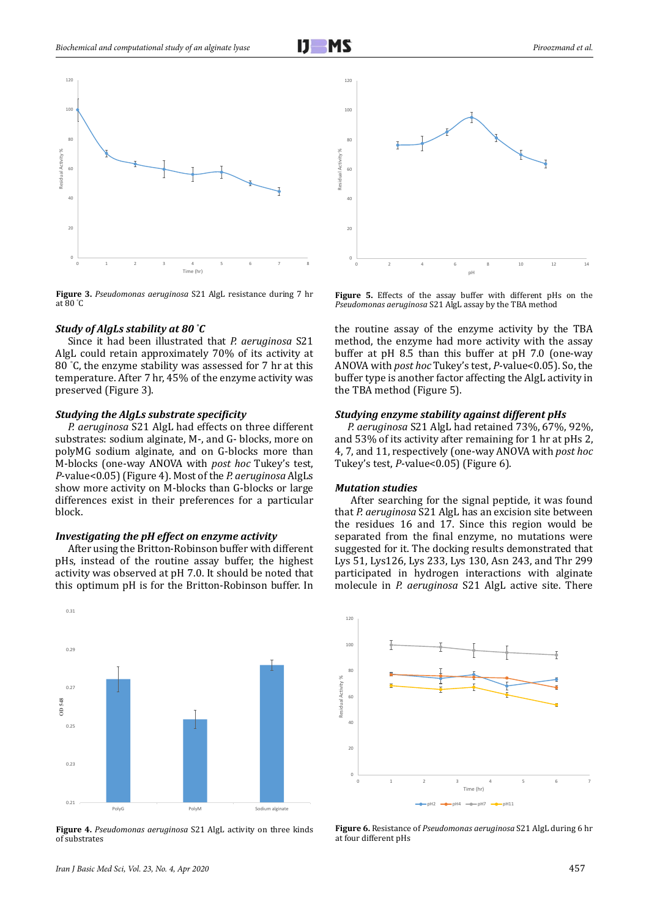Figure 3. *Pseudomonas aeruginosa* S21 AlgL resistance during 7 hr at 80 ˚C

Figure 5. Effects of the assay buffer with different pHs on the *Pseudomonas aeruginosa* S21 AlgL assay by the TBA method

### *Study of AlgLs stability at 80 ˚C*

Since it had been illustrated that *P. aeruginosa* S21 AlgL could retain approximately 70% of its activity at 80 ˚C, the enzyme stability was assessed for 7 hr at this temperature. After 7 hr, 45% of the enzyme activity was preserved (Figure 3).

### *Studying the AlgLs substrate specificity*

*P. aeruginosa* S21 AlgL had effects on three different substrates: sodium alginate, M-, and G- blocks, more on polyMG sodium alginate, and on G-blocks more than M-blocks (one-way ANOVA with *post hoc* Tukey's test, *P*-value<0.05) (Figure 4). Most of the *P. aeruginosa* AlgLs show more activity on M-blocks than G-blocks or large differences exist in their preferences for a particular block.

### *Investigating the pH effect on enzyme activity*

After using the Britton-Robinson buffer with different pHs, instead of the routine assay buffer, the highest activity was observed at pH 7.0. It should be noted that this optimum pH is for the Britton-Robinson buffer. In the routine assay of the enzyme activity by the TBA method, the enzyme had more activity with the assay buffer at pH 8.5 than this buffer at pH 7.0 (one-way ANOVA with *post hoc* Tukey's test, *P*-value<0.05). So, the buffer type is another factor affecting the AlgL activity in the TBA method (Figure 5).

### *Studying enzyme stability against different pHs*

*P. aeruginosa* S21 AlgL had retained 73%, 67%, 92%, and 53% of its activity after remaining for 1 hr at pHs 2, 4, 7, and 11, respectively (one-way ANOVA with *post hoc* Tukey's test, *P*-value<0.05) (Figure 6).

### *Mutation studies*

After searching for the signal peptide, it was found that *P. aeruginosa* S21 AlgL has an excision site between the residues 16 and 17. Since this region would be separated from the final enzyme, no mutations were suggested for it. The docking results demonstrated that Lys 51, Lys126, Lys 233, Lys 130, Asn 243, and Thr 299 participated in hydrogen interactions with alginate molecule in *P. aeruginosa* S21 AlgL active site. There

Figure 4. *Pseudomonas aeruginosa* S21 AlgL activity on three kinds of substrates

Figure 6. Resistance of *Pseudomonas aeruginosa* S21 AlgL during 6 hr at four different pHs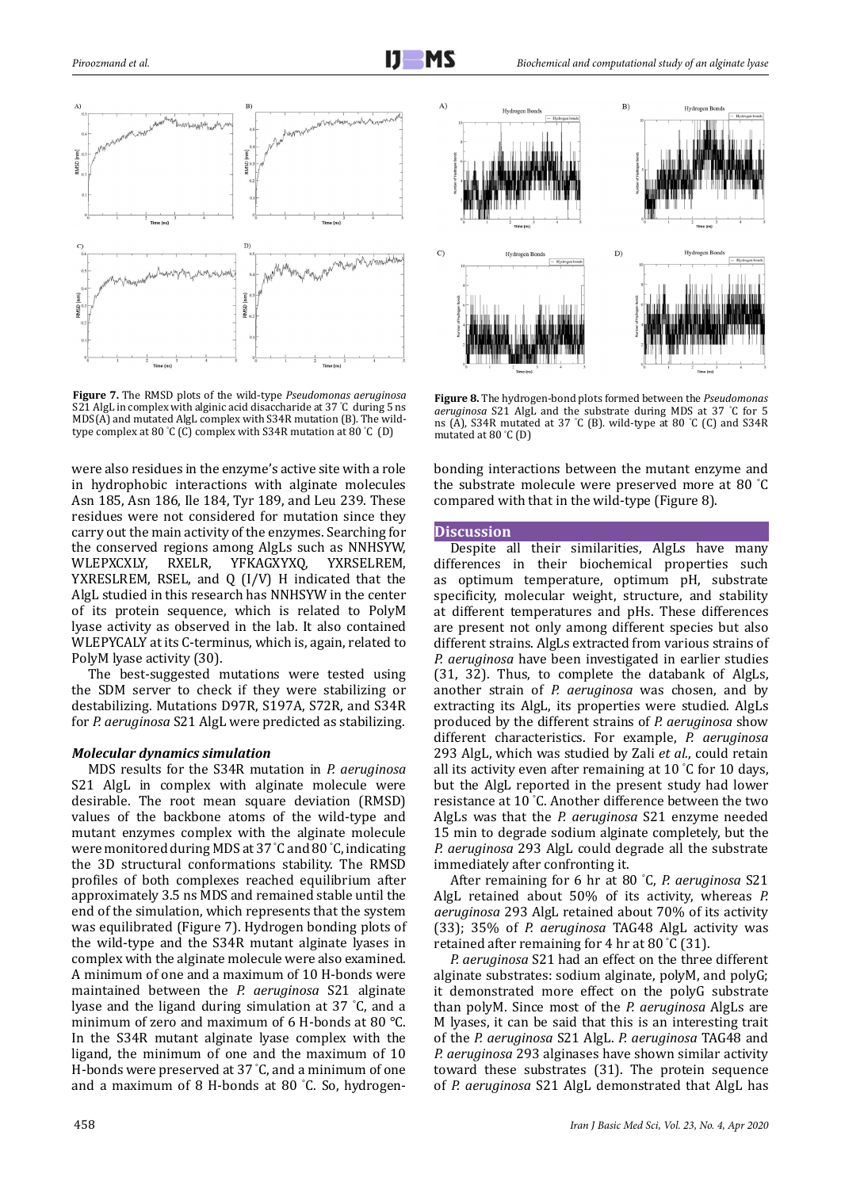**Figure 7.** The RMSD plots of the wild-type *Pseudomonas aeruginosa* S21 AlgL in complex with alginic acid disaccharide at 37 °C during 5 ns MDS (A) and mutated AlgL complex with S34R mutation (B). The wild-type complex at 80 °C (C) complex with S34R mutation at 80 °C (D)

**Figure 8.** The hydrogen-bond plots formed between the *Pseudomonas aeruginosa* S21 AlgL and the substrate during MDS at 37 °C for 5 ns (A), S34R mutated at 37 °C (B). wild-type at 80 °C (C) and S34R mutated at 80 °C (D)

were also residues in the enzyme's active site with a role in hydrophobic interactions with alginate molecules Asn 185, Asn 186, Ile 184, Tyr 189, and Leu 239. These residues were not considered for mutation since they carry out the main activity of the enzymes. Searching for the conserved regions among AlgLs such as NNHSYW, WLEPXCXLY, RXELR, YFKAGXYXQ, YXRSELREM, YXRESLREM, RSEL, and Q (I/V) H indicated that the AlgL studied in this research has NNHSYW in the center of its protein sequence, which is related to PolyM lyase activity as observed in the lab. It also contained WLEPYCALY at its C-terminus, which is, again, related to PolyM lyase activity (30).

The best-suggested mutations were tested using the SDM server to check if they were stabilizing or destabilizing. Mutations D97R, S197A, S72R, and S34R for *P. aeruginosa* S21 AlgL were predicted as stabilizing.

### *Molecular dynamics simulation*

MDS results for the S34R mutation in *P. aeruginosa* S21 AlgL in complex with alginate molecule were desirable. The root mean square deviation (RMSD) values of the backbone atoms of the wild-type and mutant enzymes complex with the alginate molecule were monitored during MDS at 37 °C and 80 °C, indicating the 3D structural conformations stability. The RMSD profiles of both complexes reached equilibrium after approximately 3.5 ns MDS and remained stable until the end of the simulation, which represents that the system was equilibrated (Figure 7). Hydrogen bonding plots of the wild-type and the S34R mutant alginate lyases in complex with the alginate molecule were also examined. A minimum of one and a maximum of 10 H-bonds were maintained between the *P. aeruginosa* S21 alginate lyase and the ligand during simulation at 37 °C, and a minimum of zero and maximum of 6 H-bonds at 80 °C. In the S34R mutant alginate lyase complex with the ligand, the minimum of one and the maximum of 10 H-bonds were preserved at 37 °C, and a minimum of one and a maximum of 8 H-bonds at 80 °C. So, hydrogen-bonding interactions between the mutant enzyme and the substrate molecule were preserved more at 80 °C compared with that in the wild-type (Figure 8).

## Discussion

Despite all their similarities, AlgLs have many differences in their biochemical properties such as optimum temperature, optimum pH, substrate specificity, molecular weight, structure, and stability at different temperatures and pHs. These differences are present not only among different species but also different strains. AlgLs extracted from various strains of *P. aeruginosa* have been investigated in earlier studies (31, 32). Thus, to complete the databank of AlgLs, another strain of *P. aeruginosa* was chosen, and by extracting its AlgL, its properties were studied. AlgLs produced by the different strains of *P. aeruginosa* show different characteristics. For example, *P. aeruginosa* 293 AlgL, which was studied by Zali *et al*., could retain all its activity even after remaining at 10 °C for 10 days, but the AlgL reported in the present study had lower resistance at 10 °C. Another difference between the two AlgLs was that the *P. aeruginosa* S21 enzyme needed 15 min to degrade sodium alginate completely, but the *P. aeruginosa* 293 AlgL could degrade all the substrate immediately after confronting it.

After remaining for 6 hr at 80 °C, *P. aeruginosa* S21 AlgL retained about 50% of its activity, whereas *P. aeruginosa* 293 AlgL retained about 70% of its activity (33); 35% of *P. aeruginosa* TAG48 AlgL activity was retained after remaining for 4 hr at 80 °C (31).

*P. aeruginosa* S21 had an effect on the three different alginate substrates: sodium alginate, polyM, and polyG; it demonstrated more effect on the polyG substrate than polyM. Since most of the *P. aeruginosa* AlgLs are M lyases, it can be said that this is an interesting trait of the *P. aeruginosa* S21 AlgL. *P. aeruginosa* TAG48 and *P. aeruginosa* 293 alginases have shown similar activity toward these substrates (31). The protein sequence of *P. aeruginosa* S21 AlgL demonstrated that AlgL has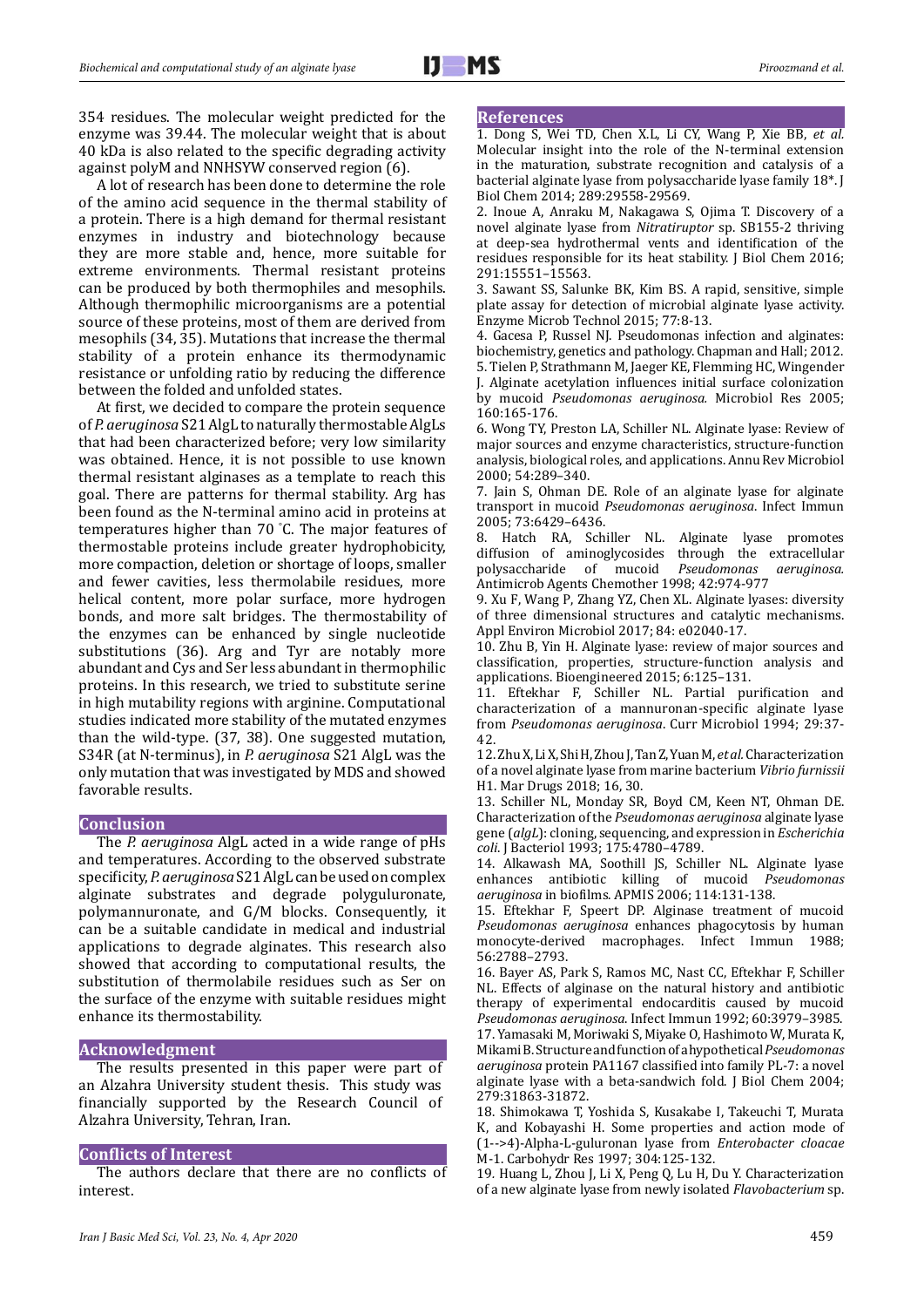354 residues. The molecular weight predicted for the enzyme was 39.44. The molecular weight that is about 40 kDa is also related to the specific degrading activity against polyM and NNHSYW conserved region (6).

A lot of research has been done to determine the role of the amino acid sequence in the thermal stability of a protein. There is a high demand for thermal resistant enzymes in industry and biotechnology because they are more stable and, hence, more suitable for extreme environments. Thermal resistant proteins can be produced by both thermophiles and mesophils. Although thermophilic microorganisms are a potential source of these proteins, most of them are derived from mesophils (34, 35). Mutations that increase the thermal stability of a protein enhance its thermodynamic resistance or unfolding ratio by reducing the difference between the folded and unfolded states.

At first, we decided to compare the protein sequence of *P. aeruginosa* S21 AlgL to naturally thermostable AlgLs that had been characterized before; very low similarity was obtained. Hence, it is not possible to use known thermal resistant alginases as a template to reach this goal. There are patterns for thermal stability. Arg has been found as the N-terminal amino acid in proteins at temperatures higher than 70 °C. The major features of thermostable proteins include greater hydrophobicity, more compaction, deletion or shortage of loops, smaller and fewer cavities, less thermolabile residues, more helical content, more polar surface, more hydrogen bonds, and more salt bridges. The thermostability of the enzymes can be enhanced by single nucleotide substitutions (36). Arg and Tyr are notably more abundant and Cys and Ser less abundant in thermophilic proteins. In this research, we tried to substitute serine in high mutability regions with arginine. Computational studies indicated more stability of the mutated enzymes than the wild-type. (37, 38). One suggested mutation, S34R (at N-terminus), in *P. aeruginosa* S21 AlgL was the only mutation that was investigated by MDS and showed favorable results.

## Conclusion

The *P. aeruginosa* AlgL acted in a wide range of pHs and temperatures. According to the observed substrate specificity, *P. aeruginosa* S21 AlgL can be used on complex alginate substrates and degrade polyguluronate, polymannuronate, and G/M blocks. Consequently, it can be a suitable candidate in medical and industrial applications to degrade alginates. This research also showed that according to computational results, the substitution of thermolabile residues such as Ser on the surface of the enzyme with suitable residues might enhance its thermostability.

## Acknowledgment

The results presented in this paper were part of an Alzahra University student thesis. This study was financially supported by the Research Council of Alzahra University, Tehran, Iran.

## Conflicts of Interest

The authors declare that there are no conflicts of interest.

## References

1. Dong S, Wei TD, Chen X.L, Li CY, Wang P, Xie BB, *et al.* Molecular insight into the role of the N-terminal extension in the maturation, substrate recognition and catalysis of a bacterial alginate lyase from polysaccharide lyase family 18*. J Biol Chem 2014; 289:29558-29569.
2. Inoue A, Anraku M, Nakagawa S, Ojima T. Discovery of a novel alginate lyase from *Nitratiruptor* sp. SB155-2 thriving at deep-sea hydrothermal vents and identification of the residues responsible for its heat stability. J Biol Chem 2016; 291:15551–15563.
3. Sawant SS, Salunke BK, Kim BS. A rapid, sensitive, simple plate assay for detection of microbial alginate lyase activity. Enzyme Microb Technol 2015; 77:8-13.
4. Gacesa P, Russel NJ. Pseudomonas infection and alginates: biochemistry, genetics and pathology. Chapman and Hall; 2012.
5. Tielen P, Strathmann M, Jaeger KE, Flemming HC, Wingender J. Alginate acetylation influences initial surface colonization by mucoid *Pseudomonas aeruginosa.* Microbiol Res 2005; 160:165-176.
6. Wong TY, Preston LA, Schiller NL. Alginate lyase: Review of major sources and enzyme characteristics, structure-function analysis, biological roles, and applications. Annu Rev Microbiol 2000; 54:289–340.
7. Jain S, Ohman DE. Role of an alginate lyase for alginate transport in mucoid *Pseudomonas aeruginosa*. Infect Immun 2005; 73:6429–6436.
8. Hatch RA, Schiller NL. Alginate lyase promotes diffusion of aminoglycosides through the extracellular polysaccharide of mucoid *Pseudomonas aeruginosa.* Antimicrob Agents Chemother 1998; 42:974-977
9. Xu F, Wang P, Zhang YZ, Chen XL. Alginate lyases: diversity of three dimensional structures and catalytic mechanisms. Appl Environ Microbiol 2017; 84: e02040-17.
10. Zhu B, Yin H. Alginate lyase: review of major sources and classification, properties, structure-function analysis and applications. Bioengineered 2015; 6:125–131.
11. Eftekhar F, Schiller NL. Partial purification and characterization of a mannuronan-specific alginate lyase from *Pseudomonas aeruginosa*. Curr Microbiol 1994; 29:37-42.
12. Zhu X, Li X, Shi H, Zhou J, Tan Z, Yuan M, *et al.* Characterization of a novel alginate lyase from marine bacterium *Vibrio furnissii* H1. Mar Drugs 2018; 16, 30.
13. Schiller NL, Monday SR, Boyd CM, Keen NT, Ohman DE. Characterization of the *Pseudomonas aeruginosa* alginate lyase gene (*algL*): cloning, sequencing, and expression in *Escherichia coli*. J Bacteriol 1993; 175:4780–4789.
14. Alkawash MA, Soothill JS, Schiller NL. Alginate lyase enhances antibiotic killing of mucoid *Pseudomonas aeruginosa* in biofilms. APMIS 2006; 114:131-138.
15. Eftekhar F, Speert DP. Alginase treatment of mucoid *Pseudomonas aeruginosa* enhances phagocytosis by human monocyte-derived macrophages. Infect Immun 1988; 56:2788–2793.
16. Bayer AS, Park S, Ramos MC, Nast CC, Eftekhar F, Schiller NL. Effects of alginase on the natural history and antibiotic therapy of experimental endocarditis caused by mucoid *Pseudomonas aeruginosa*. Infect Immun 1992; 60:3979–3985.
17. Yamasaki M, Moriwaki S, Miyake O, Hashimoto W, Murata K, Mikami B. Structure and function of a hypothetical *Pseudomonas aeruginosa* protein PA1167 classified into family PL-7: a novel alginate lyase with a beta-sandwich fold. J Biol Chem 2004; 279:31863-31872.
18. Shimokawa T, Yoshida S, Kusakabe I, Takeuchi T, Murata K, and Kobayashi H. Some properties and action mode of (1-->4)-Alpha-L-guluronan lyase from *Enterobacter cloacae* M-1. Carbohydr Res 1997; 304:125-132.
19. Huang L, Zhou J, Li X, Peng Q, Lu H, Du Y. Characterization of a new alginate lyase from newly isolated *Flavobacterium* sp.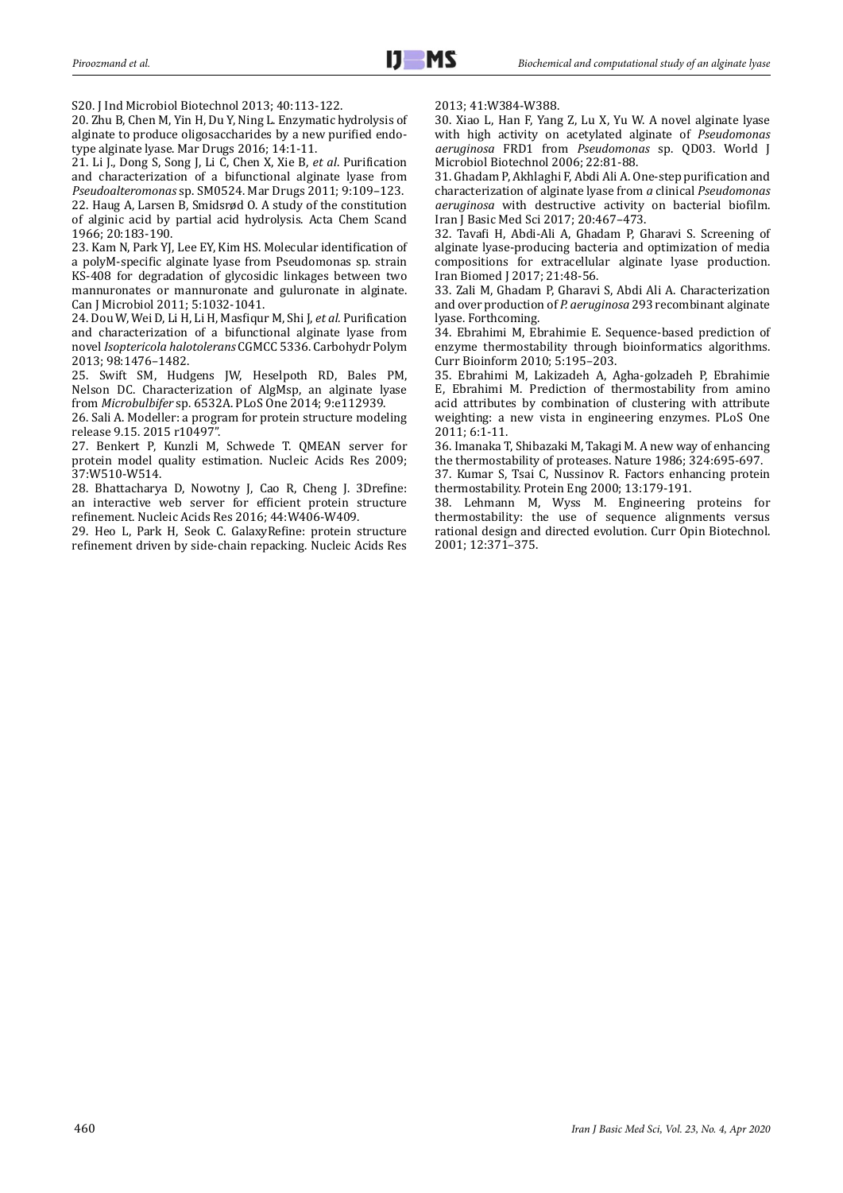S20. J Ind Microbiol Biotechnol 2013; 40:113-122.

20. Zhu B, Chen M, Yin H, Du Y, Ning L. Enzymatic hydrolysis of alginate to produce oligosaccharides by a new purified endo-type alginate lyase. Mar Drugs 2016; 14:1-11.

21. Li J., Dong S, Song J, Li C, Chen X, Xie B, *et al*. Purification and characterization of a bifunctional alginate lyase from *Pseudoalteromonas* sp. SM0524. Mar Drugs 2011; 9:109–123.

22. Haug A, Larsen B, Smidsrød O. A study of the constitution of alginic acid by partial acid hydrolysis. Acta Chem Scand 1966; 20:183-190.

23. Kam N, Park YJ, Lee EY, Kim HS. Molecular identification of a polyM-specific alginate lyase from Pseudomonas sp. strain KS-408 for degradation of glycosidic linkages between two mannuronates or mannuronate and guluronate in alginate. Can J Microbiol 2011; 5:1032-1041.

24. Dou W, Wei D, Li H, Li H, Masfiqur M, Shi J, *et al*. Purification and characterization of a bifunctional alginate lyase from novel *Isoptericola halotolerans* CGMCC 5336. Carbohydr Polym 2013; 98:1476–1482.

25. Swift SM, Hudgens JW, Heselpoth RD, Bales PM, Nelson DC. Characterization of AlgMsp, an alginate lyase from *Microbulbifer* sp. 6532A. PLoS One 2014; 9:e112939.

26. Sali A. Modeller: a program for protein structure modeling release 9.15. 2015 r10497".

27. Benkert P, Kunzli M, Schwede T. QMEAN server for protein model quality estimation. Nucleic Acids Res 2009; 37:W510-W514.

28. Bhattacharya D, Nowotny J, Cao R, Cheng J. 3Drefine: an interactive web server for efficient protein structure refinement. Nucleic Acids Res 2016; 44:W406-W409.

29. Heo L, Park H, Seok C. GalaxyRefine: protein structure refinement driven by side-chain repacking. Nucleic Acids Res 2013; 41:W384-W388.

30. Xiao L, Han F, Yang Z, Lu X, Yu W. A novel alginate lyase with high activity on acetylated alginate of *Pseudomonas aeruginosa* FRD1 from *Pseudomonas* sp. QD03. World J Microbiol Biotechnol 2006; 22:81-88.

31. Ghadam P, Akhlaghi F, Abdi Ali A. One-step purification and characterization of alginate lyase from *a* clinical *Pseudomonas aeruginosa* with destructive activity on bacterial biofilm. Iran J Basic Med Sci 2017; 20:467–473.

32. Tavafi H, Abdi-Ali A, Ghadam P, Gharavi S. Screening of alginate lyase-producing bacteria and optimization of media compositions for extracellular alginate lyase production. Iran Biomed J 2017; 21:48-56.

33. Zali M, Ghadam P, Gharavi S, Abdi Ali A. Characterization and over production of *P. aeruginosa* 293 recombinant alginate lyase. Forthcoming.

34. Ebrahimi M, Ebrahimie E. Sequence-based prediction of enzyme thermostability through bioinformatics algorithms. Curr Bioinform 2010; 5:195–203.

35. Ebrahimi M, Lakizadeh A, Agha-golzadeh P, Ebrahimie E, Ebrahimi M. Prediction of thermostability from amino acid attributes by combination of clustering with attribute weighting: a new vista in engineering enzymes. PLoS One 2011; 6:1-11.

36. Imanaka T, Shibazaki M, Takagi M. A new way of enhancing the thermostability of proteases. Nature 1986; 324:695-697.

37. Kumar S, Tsai C, Nussinov R. Factors enhancing protein thermostability. Protein Eng 2000; 13:179-191.

38. Lehmann M, Wyss M. Engineering proteins for thermostability: the use of sequence alignments versus rational design and directed evolution. Curr Opin Biotechnol. 2001; 12:371–375.